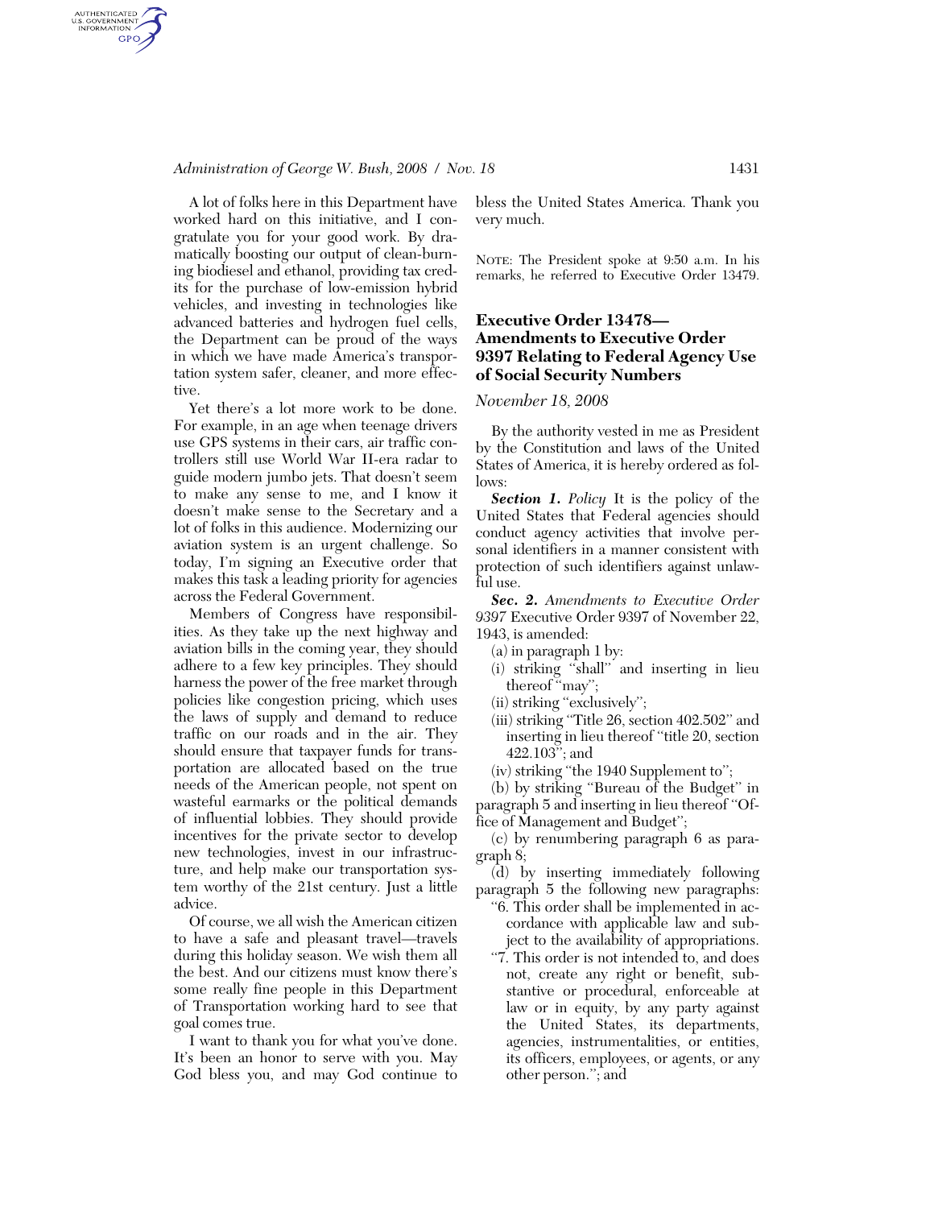A lot of folks here in this Department have worked hard on this initiative, and I congratulate you for your good work. By dramatically boosting our output of clean-burning biodiesel and ethanol, providing tax credits for the purchase of low-emission hybrid vehicles, and investing in technologies like advanced batteries and hydrogen fuel cells, the Department can be proud of the ways in which we have made America's transportation system safer, cleaner, and more effective.

Yet there's a lot more work to be done. For example, in an age when teenage drivers use GPS systems in their cars, air traffic controllers still use World War II-era radar to guide modern jumbo jets. That doesn't seem to make any sense to me, and I know it doesn't make sense to the Secretary and a lot of folks in this audience. Modernizing our aviation system is an urgent challenge. So today, I'm signing an Executive order that makes this task a leading priority for agencies across the Federal Government.

Members of Congress have responsibilities. As they take up the next highway and aviation bills in the coming year, they should adhere to a few key principles. They should harness the power of the free market through policies like congestion pricing, which uses the laws of supply and demand to reduce traffic on our roads and in the air. They should ensure that taxpayer funds for transportation are allocated based on the true needs of the American people, not spent on wasteful earmarks or the political demands of influential lobbies. They should provide incentives for the private sector to develop new technologies, invest in our infrastructure, and help make our transportation system worthy of the 21st century. Just a little advice.

Of course, we all wish the American citizen to have a safe and pleasant travel—travels during this holiday season. We wish them all the best. And our citizens must know there's some really fine people in this Department of Transportation working hard to see that goal comes true.

I want to thank you for what you've done. It's been an honor to serve with you. May God bless you, and may God continue to bless the United States America. Thank you very much.

NOTE: The President spoke at 9:50 a.m. In his remarks, he referred to Executive Order 13479.

## Executive Order 13478—Amendments to Executive Order 9397 Relating to Federal Agency Use of Social Security Numbers

*November 18, 2008*

By the authority vested in me as President by the Constitution and laws of the United States of America, it is hereby ordered as follows:

***Section 1.*** *Policy* It is the policy of the United States that Federal agencies should conduct agency activities that involve personal identifiers in a manner consistent with protection of such identifiers against unlawful use.

***Sec. 2.*** *Amendments to Executive Order 9397* Executive Order 9397 of November 22, 1943, is amended:

(a) in paragraph 1 by:

(i) striking "shall" and inserting in lieu thereof "may";

(ii) striking "exclusively";

(iii) striking "Title 26, section 402.502" and inserting in lieu thereof "title 20, section 422.103"; and

(iv) striking "the 1940 Supplement to";

(b) by striking "Bureau of the Budget" in paragraph 5 and inserting in lieu thereof "Office of Management and Budget";

(c) by renumbering paragraph 6 as paragraph 8;

(d) by inserting immediately following paragraph 5 the following new paragraphs:

"6. This order shall be implemented in accordance with applicable law and subject to the availability of appropriations.

"7. This order is not intended to, and does not, create any right or benefit, substantive or procedural, enforceable at law or in equity, by any party against the United States, its departments, agencies, instrumentalities, or entities, its officers, employees, or agents, or any other person."; and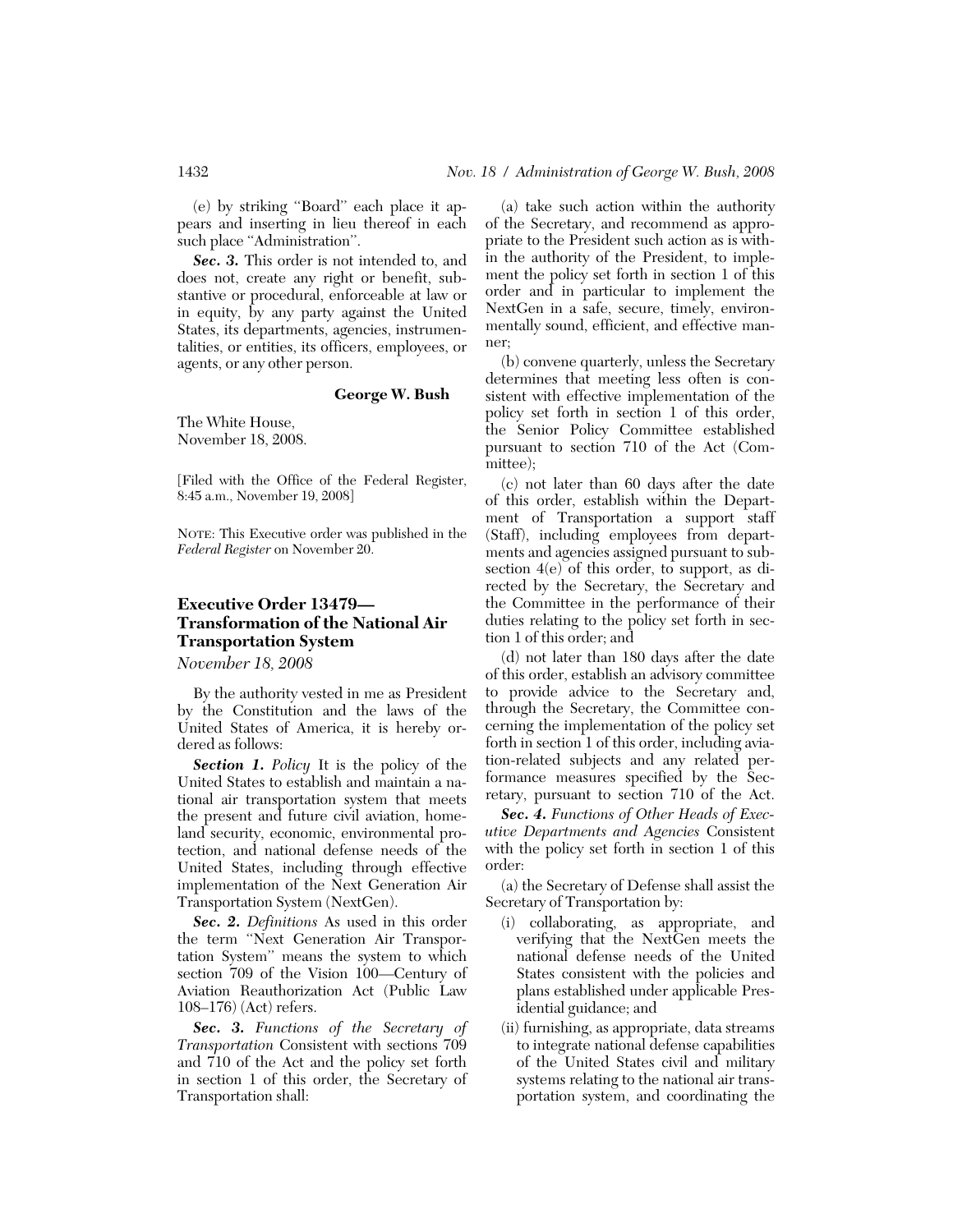(e) by striking "Board" each place it appears and inserting in lieu thereof in each such place "Administration".

***Sec. 3.*** This order is not intended to, and does not, create any right or benefit, substantive or procedural, enforceable at law or in equity, by any party against the United States, its departments, agencies, instrumentalities, or entities, its officers, employees, or agents, or any other person.

**George W. Bush**

The White House,
November 18, 2008.

[Filed with the Office of the Federal Register, 8:45 a.m., November 19, 2008]

NOTE: This Executive order was published in the *Federal Register* on November 20.

## Executive Order 13479—Transformation of the National Air Transportation System

*November 18, 2008*

By the authority vested in me as President by the Constitution and the laws of the United States of America, it is hereby ordered as follows:

***Section 1.*** *Policy* It is the policy of the United States to establish and maintain a national air transportation system that meets the present and future civil aviation, homeland security, economic, environmental protection, and national defense needs of the United States, including through effective implementation of the Next Generation Air Transportation System (NextGen).

***Sec. 2.*** *Definitions* As used in this order the term "Next Generation Air Transportation System" means the system to which section 709 of the Vision 100—Century of Aviation Reauthorization Act (Public Law 108–176) (Act) refers.

***Sec. 3.*** *Functions of the Secretary of Transportation* Consistent with sections 709 and 710 of the Act and the policy set forth in section 1 of this order, the Secretary of Transportation shall:

(a) take such action within the authority of the Secretary, and recommend as appropriate to the President such action as is within the authority of the President, to implement the policy set forth in section 1 of this order and in particular to implement the NextGen in a safe, secure, timely, environmentally sound, efficient, and effective manner;

(b) convene quarterly, unless the Secretary determines that meeting less often is consistent with effective implementation of the policy set forth in section 1 of this order, the Senior Policy Committee established pursuant to section 710 of the Act (Committee);

(c) not later than 60 days after the date of this order, establish within the Department of Transportation a support staff (Staff), including employees from departments and agencies assigned pursuant to subsection 4(e) of this order, to support, as directed by the Secretary, the Secretary and the Committee in the performance of their duties relating to the policy set forth in section 1 of this order; and

(d) not later than 180 days after the date of this order, establish an advisory committee to provide advice to the Secretary and, through the Secretary, the Committee concerning the implementation of the policy set forth in section 1 of this order, including aviation-related subjects and any related performance measures specified by the Secretary, pursuant to section 710 of the Act.

***Sec. 4.*** *Functions of Other Heads of Executive Departments and Agencies* Consistent with the policy set forth in section 1 of this order:

(a) the Secretary of Defense shall assist the Secretary of Transportation by:

(i) collaborating, as appropriate, and verifying that the NextGen meets the national defense needs of the United States consistent with the policies and plans established under applicable Presidential guidance; and

(ii) furnishing, as appropriate, data streams to integrate national defense capabilities of the United States civil and military systems relating to the national air transportation system, and coordinating the